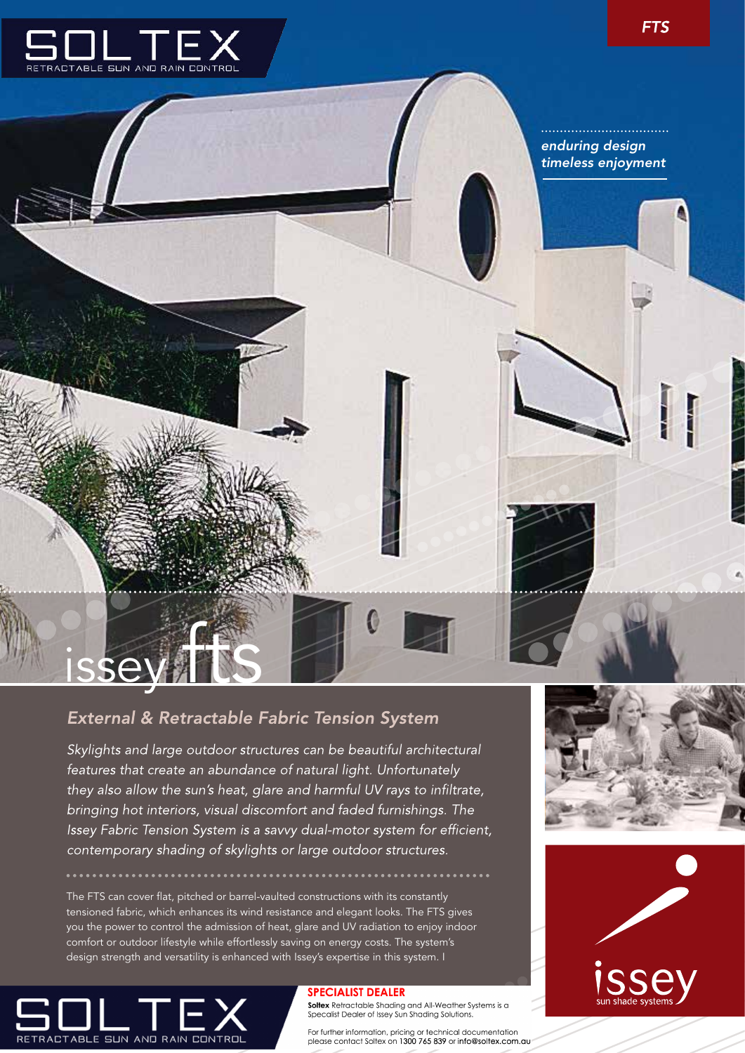SOLTEX

RETRACTABLE SUN AND RAIN CONTROL

FTS

*enduring design*
*timeless enjoyment*

# issey fts

## *External & Retractable Fabric Tension System*

*Skylights and large outdoor structures can be beautiful architectural features that create an abundance of natural light. Unfortunately they also allow the sun's heat, glare and harmful UV rays to infiltrate, bringing hot interiors, visual discomfort and faded furnishings. The Issey Fabric Tension System is a savvy dual-motor system for efficient, contemporary shading of skylights or large outdoor structures.*

The FTS can cover flat, pitched or barrel-vaulted constructions with its constantly tensioned fabric, which enhances its wind resistance and elegant looks. The FTS gives you the power to control the admission of heat, glare and UV radiation to enjoy indoor comfort or outdoor lifestyle while effortlessly saving on energy costs. The system's design strength and versatility is enhanced with Issey's expertise in this system. I

issey
sun shade systems

SOLTEX

RETRACTABLE SUN AND RAIN CONTROL

**SPECIALIST DEALER**

**Soltex** Retractable Shading and All-Weather Systems is a Specialist Dealer of Issey Sun Shading Solutions.

For further information, pricing or technical documentation please contact Soltex on 1300 765 839 or info@soltex.com.au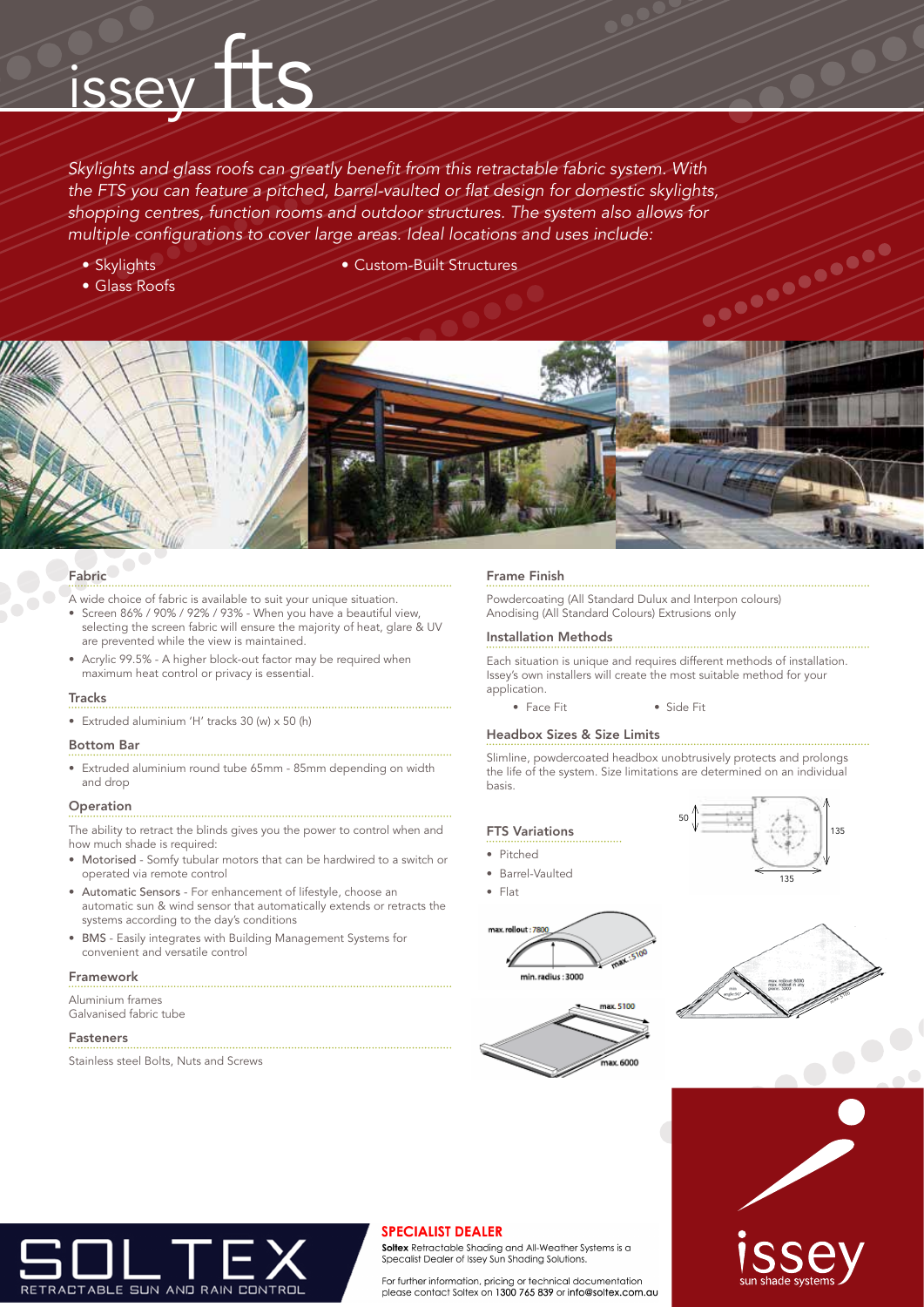# issey fts

*Skylights and glass roofs can greatly benefit from this retractable fabric system. With the FTS you can feature a pitched, barrel-vaulted or flat design for domestic skylights, shopping centres, function rooms and outdoor structures. The system also allows for multiple configurations to cover large areas. Ideal locations and uses include:*

- Skylights
- Glass Roofs
- Custom-Built Structures

## Fabric

A wide choice of fabric is available to suit your unique situation.

- Screen 86% / 90% / 92% / 93% - When you have a beautiful view, selecting the screen fabric will ensure the majority of heat, glare & UV are prevented while the view is maintained.
- Acrylic 99.5% - A higher block-out factor may be required when maximum heat control or privacy is essential.

## Tracks

- Extruded aluminium 'H' tracks 30 (w) x 50 (h)

## Bottom Bar

- Extruded aluminium round tube 65mm - 85mm depending on width and drop

## Operation

The ability to retract the blinds gives you the power to control when and how much shade is required:

- Motorised - Somfy tubular motors that can be hardwired to a switch or operated via remote control
- Automatic Sensors - For enhancement of lifestyle, choose an automatic sun & wind sensor that automatically extends or retracts the systems according to the day's conditions
- BMS - Easily integrates with Building Management Systems for convenient and versatile control

## Framework

Aluminium frames
Galvanised fabric tube

## Fasteners

Stainless steel Bolts, Nuts and Screws

## Frame Finish

Powdercoating (All Standard Dulux and Interpon colours)
Anodising (All Standard Colours) Extrusions only

## Installation Methods

Each situation is unique and requires different methods of installation. Issey's own installers will create the most suitable method for your application.

- Face Fit
- Side Fit

## Headbox Sizes & Size Limits

Slimline, powdercoated headbox unobtrusively protects and prolongs the life of the system. Size limitations are determined on an individual basis.

50
135
135

## FTS Variations

- Pitched
- Barrel-Vaulted
- Flat

max. rollout : 7800
max. 5100
min. radius : 3000

max. 5100
max. 6000

## SPECIALIST DEALER

**Soltex** Retractable Shading and All-Weather Systems is a Specialist Dealer of Issey Sun Shading Solutions.

For further information, pricing or technical documentation please contact Soltex on 1300 765 839 or info@soltex.com.au

SOLTEX
RETRACTABLE SUN AND RAIN CONTROL

issey
sun shade systems